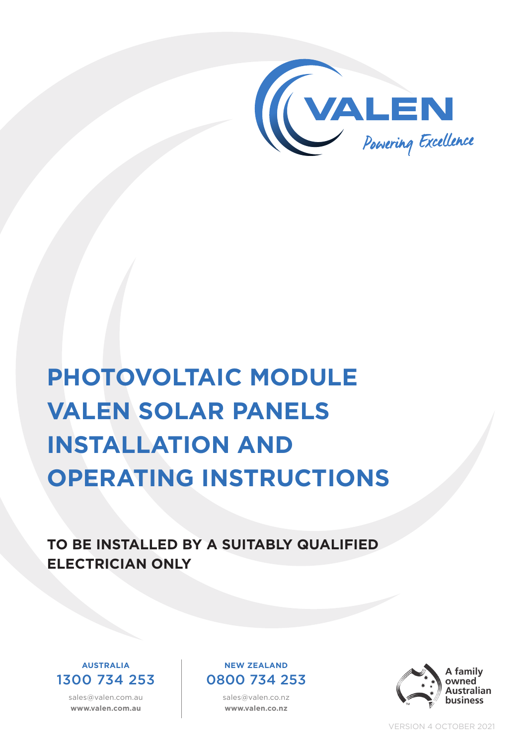VALEN

*Powering Excellence*

# PHOTOVOLTAIC MODULE VALEN SOLAR PANELS INSTALLATION AND OPERATING INSTRUCTIONS

**TO BE INSTALLED BY A SUITABLY QUALIFIED ELECTRICIAN ONLY**

**AUSTRALIA**
1300 734 253
sales@valen.com.au
**www.valen.com.au**

**NEW ZEALAND**
0800 734 253
sales@valen.co.nz
**www.valen.co.nz**

A family owned Australian business

VERSION 4 OCTOBER 2021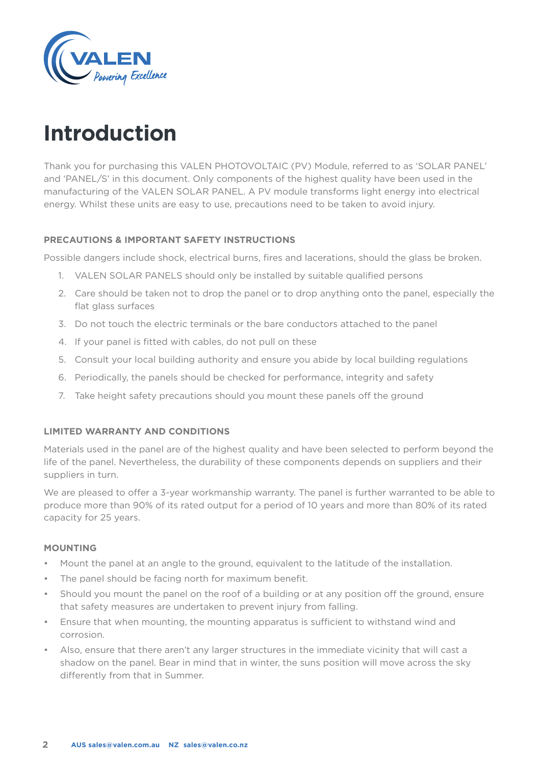# Introduction

Thank you for purchasing this VALEN PHOTOVOLTAIC (PV) Module, referred to as 'SOLAR PANEL' and 'PANEL/S' in this document. Only components of the highest quality have been used in the manufacturing of the VALEN SOLAR PANEL. A PV module transforms light energy into electrical energy. Whilst these units are easy to use, precautions need to be taken to avoid injury.

### PRECAUTIONS & IMPORTANT SAFETY INSTRUCTIONS

Possible dangers include shock, electrical burns, fires and lacerations, should the glass be broken.

1. VALEN SOLAR PANELS should only be installed by suitable qualified persons
2. Care should be taken not to drop the panel or to drop anything onto the panel, especially the flat glass surfaces
3. Do not touch the electric terminals or the bare conductors attached to the panel
4. If your panel is fitted with cables, do not pull on these
5. Consult your local building authority and ensure you abide by local building regulations
6. Periodically, the panels should be checked for performance, integrity and safety
7. Take height safety precautions should you mount these panels off the ground

### LIMITED WARRANTY AND CONDITIONS

Materials used in the panel are of the highest quality and have been selected to perform beyond the life of the panel. Nevertheless, the durability of these components depends on suppliers and their suppliers in turn.

We are pleased to offer a 3-year workmanship warranty. The panel is further warranted to be able to produce more than 90% of its rated output for a period of 10 years and more than 80% of its rated capacity for 25 years.

### MOUNTING

- Mount the panel at an angle to the ground, equivalent to the latitude of the installation.
- The panel should be facing north for maximum benefit.
- Should you mount the panel on the roof of a building or at any position off the ground, ensure that safety measures are undertaken to prevent injury from falling.
- Ensure that when mounting, the mounting apparatus is sufficient to withstand wind and corrosion.
- Also, ensure that there aren't any larger structures in the immediate vicinity that will cast a shadow on the panel. Bear in mind that in winter, the suns position will move across the sky differently from that in Summer.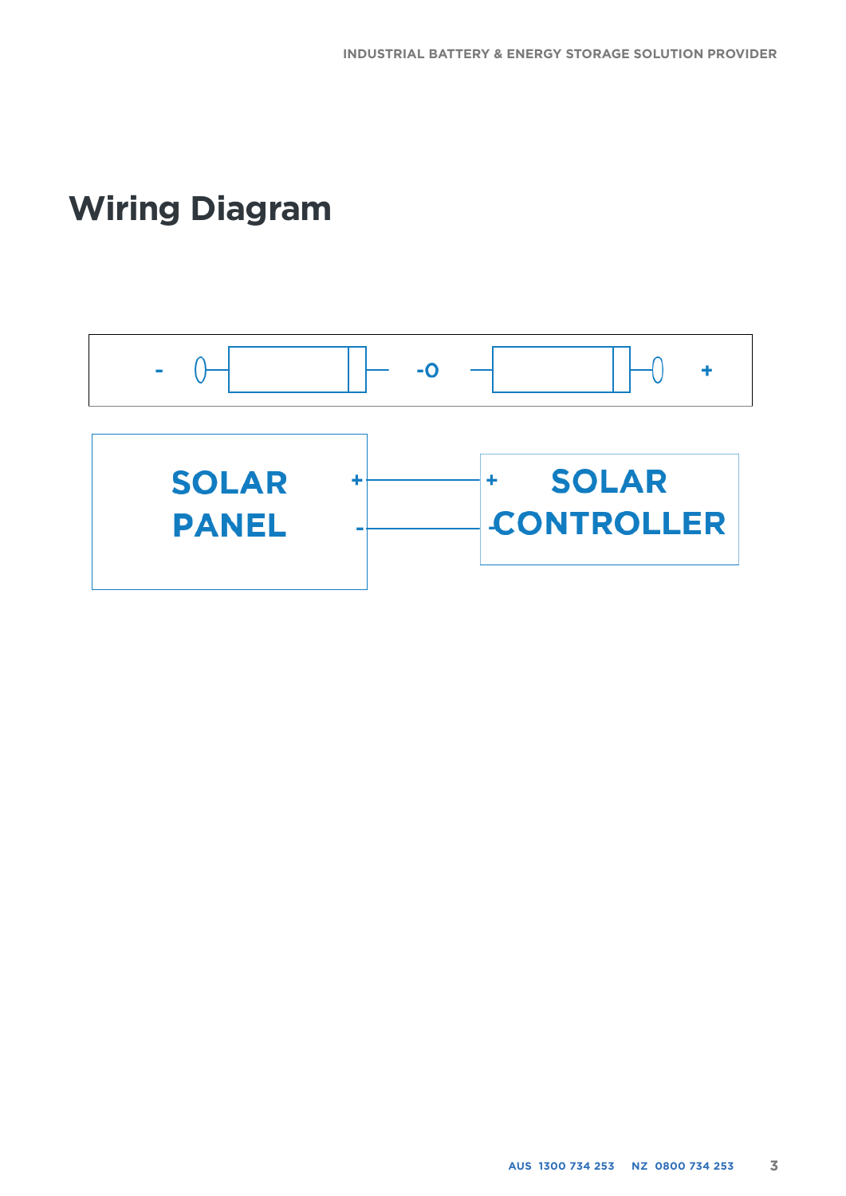# Wiring Diagram

- -O +

SOLAR PANEL + -

+ - SOLAR CONTROLLER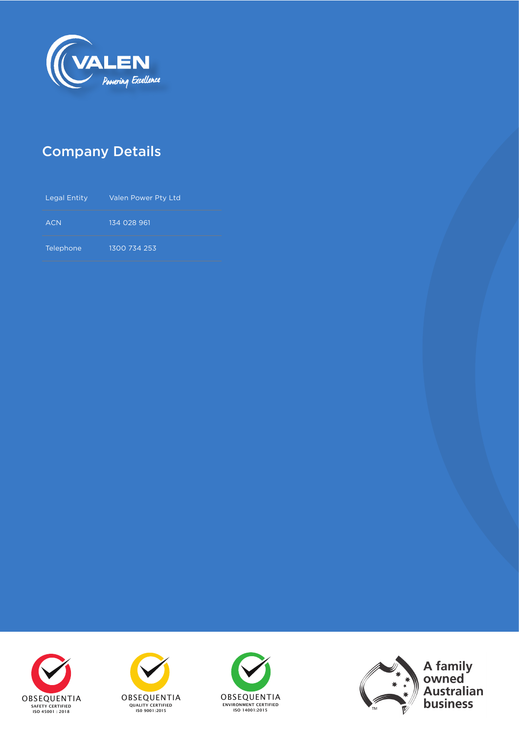VALEN
*Powering Excellence*

## Company Details

| | |
|---|---|
| Legal Entity | Valen Power Pty Ltd |
| ACN | 134 028 961 |
| Telephone | 1300 734 253 |

OBSEQUENTIA
SAFETY CERTIFIED
ISO 45001 : 2018

OBSEQUENTIA
QUALITY CERTIFIED
ISO 9001:2015

OBSEQUENTIA
ENVIRONMENT CERTIFIED
ISO 14001:2015

A family owned Australian business